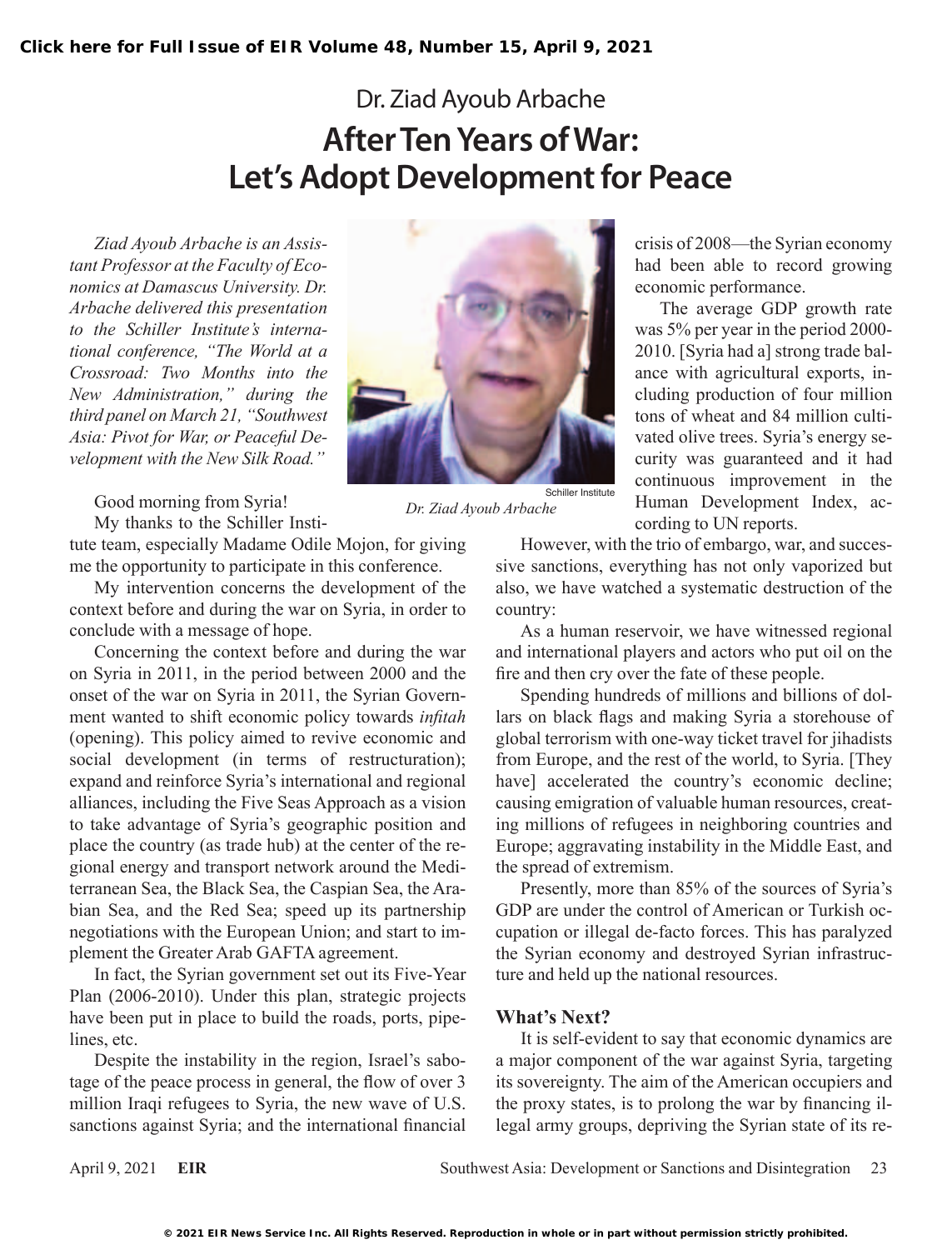Dr. Ziad Ayoub Arbache

# After Ten Years of War: Let's Adopt Development for Peace

*Ziad Ayoub Arbache is an Assistant Professor at the Faculty of Economics at Damascus University. Dr. Arbache delivered this presentation to the Schiller Institute's international conference, "The World at a Crossroad: Two Months into the New Administration," during the third panel on March 21, "Southwest Asia: Pivot for War, or Peaceful Development with the New Silk Road."*

Schiller Institute
*Dr. Ziad Ayoub Arbache*

Good morning from Syria!

My thanks to the Schiller Institute team, especially Madame Odile Mojon, for giving me the opportunity to participate in this conference.

My intervention concerns the development of the context before and during the war on Syria, in order to conclude with a message of hope.

Concerning the context before and during the war on Syria in 2011, in the period between 2000 and the onset of the war on Syria in 2011, the Syrian Government wanted to shift economic policy towards *infitah* (opening). This policy aimed to revive economic and social development (in terms of restructuration); expand and reinforce Syria's international and regional alliances, including the Five Seas Approach as a vision to take advantage of Syria's geographic position and place the country (as trade hub) at the center of the regional energy and transport network around the Mediterranean Sea, the Black Sea, the Caspian Sea, the Arabian Sea, and the Red Sea; speed up its partnership negotiations with the European Union; and start to implement the Greater Arab GAFTA agreement.

In fact, the Syrian government set out its Five-Year Plan (2006-2010). Under this plan, strategic projects have been put in place to build the roads, ports, pipelines, etc.

Despite the instability in the region, Israel's sabotage of the peace process in general, the flow of over 3 million Iraqi refugees to Syria, the new wave of U.S. sanctions against Syria; and the international financial crisis of 2008—the Syrian economy had been able to record growing economic performance.

The average GDP growth rate was 5% per year in the period 2000-2010. [Syria had a] strong trade balance with agricultural exports, including production of four million tons of wheat and 84 million cultivated olive trees. Syria's energy security was guaranteed and it had continuous improvement in the Human Development Index, according to UN reports.

However, with the trio of embargo, war, and successive sanctions, everything has not only vaporized but also, we have watched a systematic destruction of the country:

As a human reservoir, we have witnessed regional and international players and actors who put oil on the fire and then cry over the fate of these people.

Spending hundreds of millions and billions of dollars on black flags and making Syria a storehouse of global terrorism with one-way ticket travel for jihadists from Europe, and the rest of the world, to Syria. [They have] accelerated the country's economic decline; causing emigration of valuable human resources, creating millions of refugees in neighboring countries and Europe; aggravating instability in the Middle East, and the spread of extremism.

Presently, more than 85% of the sources of Syria's GDP are under the control of American or Turkish occupation or illegal de-facto forces. This has paralyzed the Syrian economy and destroyed Syrian infrastructure and held up the national resources.

### What's Next?

It is self-evident to say that economic dynamics are a major component of the war against Syria, targeting its sovereignty. The aim of the American occupiers and the proxy states, is to prolong the war by financing illegal army groups, depriving the Syrian state of its re-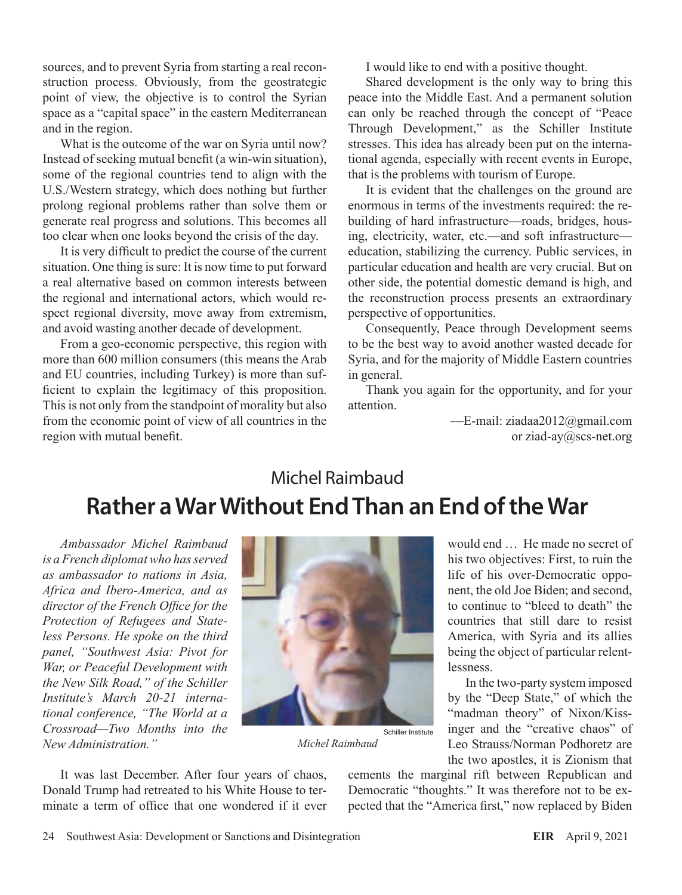sources, and to prevent Syria from starting a real reconstruction process. Obviously, from the geostrategic point of view, the objective is to control the Syrian space as a "capital space" in the eastern Mediterranean and in the region.

What is the outcome of the war on Syria until now? Instead of seeking mutual benefit (a win-win situation), some of the regional countries tend to align with the U.S./Western strategy, which does nothing but further prolong regional problems rather than solve them or generate real progress and solutions. This becomes all too clear when one looks beyond the crisis of the day.

It is very difficult to predict the course of the current situation. One thing is sure: It is now time to put forward a real alternative based on common interests between the regional and international actors, which would respect regional diversity, move away from extremism, and avoid wasting another decade of development.

From a geo-economic perspective, this region with more than 600 million consumers (this means the Arab and EU countries, including Turkey) is more than sufficient to explain the legitimacy of this proposition. This is not only from the standpoint of morality but also from the economic point of view of all countries in the region with mutual benefit.

I would like to end with a positive thought.

Shared development is the only way to bring this peace into the Middle East. And a permanent solution can only be reached through the concept of "Peace Through Development," as the Schiller Institute stresses. This idea has already been put on the international agenda, especially with recent events in Europe, that is the problems with tourism of Europe.

It is evident that the challenges on the ground are enormous in terms of the investments required: the rebuilding of hard infrastructure—roads, bridges, housing, electricity, water, etc.—and soft infrastructure—education, stabilizing the currency. Public services, in particular education and health are very crucial. But on other side, the potential domestic demand is high, and the reconstruction process presents an extraordinary perspective of opportunities.

Consequently, Peace through Development seems to be the best way to avoid another wasted decade for Syria, and for the majority of Middle Eastern countries in general.

Thank you again for the opportunity, and for your attention.

—E-mail: ziadaa2012@gmail.com
or ziad-ay@scs-net.org

## Michel Raimbaud

# Rather a War Without End Than an End of the War

*Ambassador Michel Raimbaud is a French diplomat who has served as ambassador to nations in Asia, Africa and Ibero-America, and as director of the French Office for the Protection of Refugees and Stateless Persons. He spoke on the third panel, "Southwest Asia: Pivot for War, or Peaceful Development with the New Silk Road," of the Schiller Institute's March 20-21 international conference, "The World at a Crossroad—Two Months into the New Administration."*

Schiller Institute

*Michel Raimbaud*

It was last December. After four years of chaos, Donald Trump had retreated to his White House to terminate a term of office that one wondered if it ever would end ... He made no secret of his two objectives: First, to ruin the life of his over-Democratic opponent, the old Joe Biden; and second, to continue to "bleed to death" the countries that still dare to resist America, with Syria and its allies being the object of particular relentlessness.

In the two-party system imposed by the "Deep State," of which the "madman theory" of Nixon/Kissinger and the "creative chaos" of Leo Strauss/Norman Podhoretz are the two apostles, it is Zionism that cements the marginal rift between Republican and Democratic "thoughts." It was therefore not to be expected that the "America first," now replaced by Biden